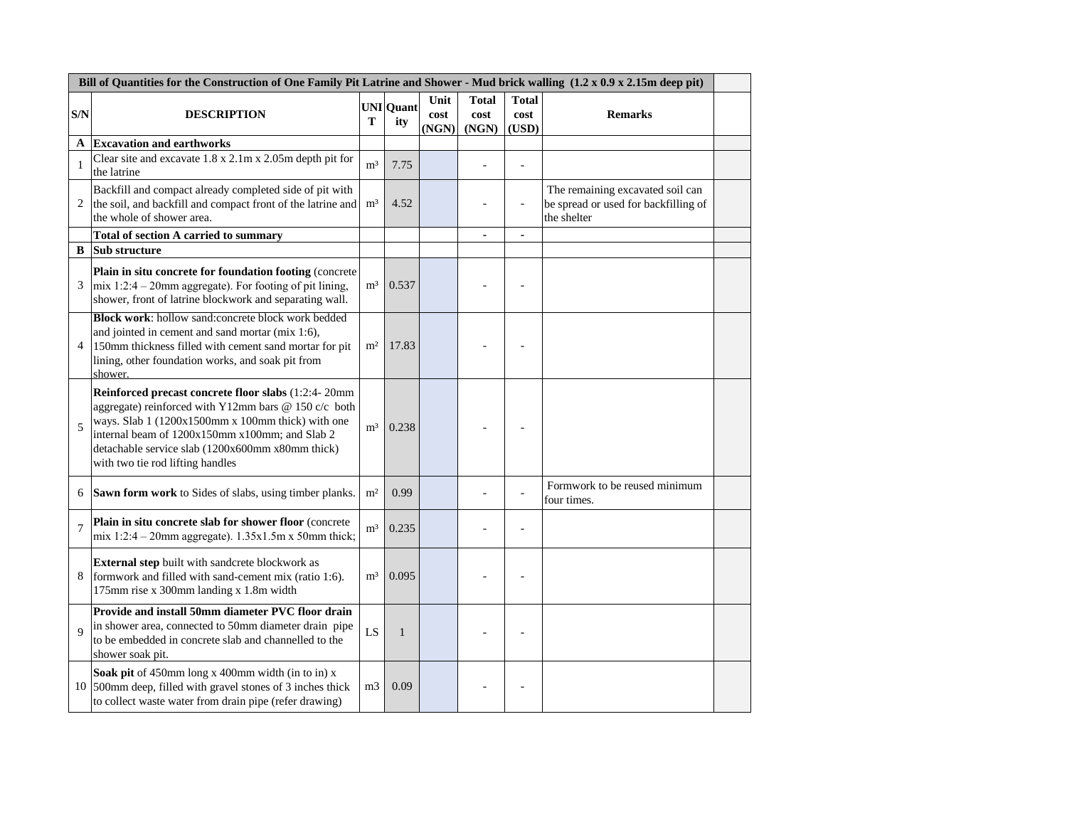| Bill of Quantities for the Construction of One Family Pit Latrine and Shower - Mud brick walling (1.2 x 0.9 x 2.15m deep pit) | | | | | | | | |
|---|---|---|---|---|---|---|---|---|
| **S/N** | **DESCRIPTION** | **UNIT** | **Quantity** | **Unit cost (NGN)** | **Total cost (NGN)** | **Total cost (USD)** | **Remarks** | |
| **A** | **Excavation and earthworks** | | | | | | | |
| 1 | Clear site and excavate 1.8 x 2.1m x 2.05m depth pit for the latrine | m³ | 7.75 | | - | - | | |
| 2 | Backfill and compact already completed side of pit with the soil, and backfill and compact front of the latrine and the whole of shower area. | m³ | 4.52 | | - | - | The remaining excavated soil can be spread or used for backfilling of the shelter | |
| | **Total of section A carried to summary** | | | | **-** | **-** | | |
| **B** | **Sub structure** | | | | | | | |
| 3 | **Plain in situ concrete for foundation footing** (concrete mix 1:2:4 – 20mm aggregate). For footing of pit lining, shower, front of latrine blockwork and separating wall. | m³ | 0.537 | | - | - | | |
| 4 | **Block work**: hollow sand:concrete block work bedded and jointed in cement and sand mortar (mix 1:6), 150mm thickness filled with cement sand mortar for pit lining, other foundation works, and soak pit from shower. | m² | 17.83 | | - | - | | |
| 5 | **Reinforced precast concrete floor slabs** (1:2:4- 20mm aggregate) reinforced with Y12mm bars @ 150 c/c both ways. Slab 1 (1200x1500mm x 100mm thick) with one internal beam of 1200x150mm x100mm; and Slab 2 detachable service slab (1200x600mm x80mm thick) with two tie rod lifting handles | m³ | 0.238 | | - | - | | |
| 6 | **Sawn form work** to Sides of slabs, using timber planks. | m² | 0.99 | | - | - | Formwork to be reused minimum four times. | |
| 7 | **Plain in situ concrete slab for shower floor** (concrete mix 1:2:4 – 20mm aggregate). 1.35x1.5m x 50mm thick; | m³ | 0.235 | | - | - | | |
| 8 | **External step** built with sandcrete blockwork as formwork and filled with sand-cement mix (ratio 1:6). 175mm rise x 300mm landing x 1.8m width | m³ | 0.095 | | - | - | | |
| 9 | **Provide and install 50mm diameter PVC floor drain** in shower area, connected to 50mm diameter drain pipe to be embedded in concrete slab and channelled to the shower soak pit. | LS | 1 | | - | - | | |
| 10 | **Soak pit** of 450mm long x 400mm width (in to in) x 500mm deep, filled with gravel stones of 3 inches thick to collect waste water from drain pipe (refer drawing) | m3 | 0.09 | | - | - | | |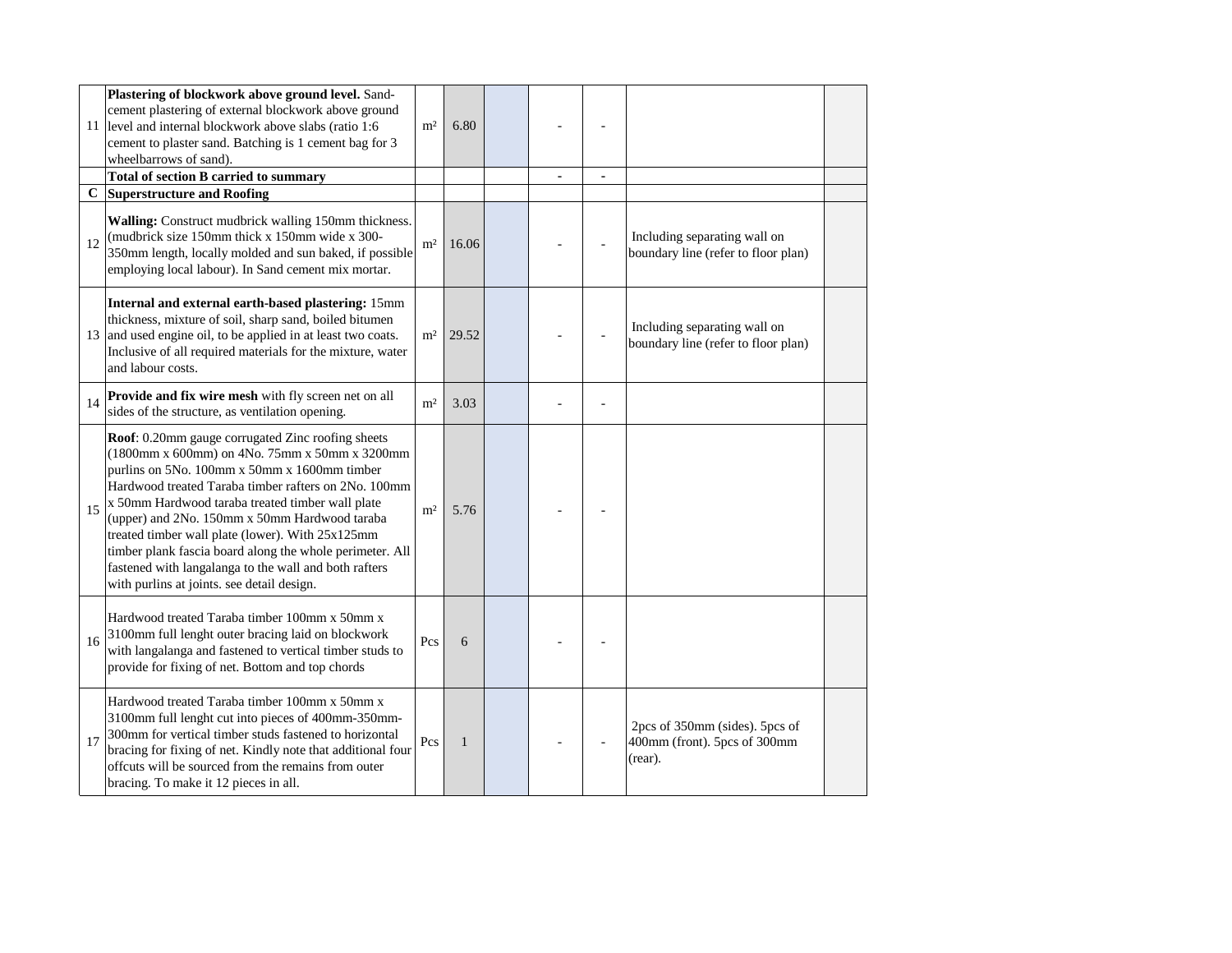| | | | | | | | | |
|---|---|---|---|---|---|---|---|---|
| 11 | **Plastering of blockwork above ground level.** Sand-cement plastering of external blockwork above ground level and internal blockwork above slabs (ratio 1:6 cement to plaster sand. Batching is 1 cement bag for 3 wheelbarrows of sand). | m² | 6.80 | | - | - | | |
| | **Total of section B carried to summary** | | | | **-** | **-** | | |
| **C** | **Superstructure and Roofing** | | | | | | | |
| 12 | **Walling:** Construct mudbrick walling 150mm thickness. (mudbrick size 150mm thick x 150mm wide x 300-350mm length, locally molded and sun baked, if possible employing local labour). In Sand cement mix mortar. | m² | 16.06 | | - | - | Including separating wall on boundary line (refer to floor plan) | |
| 13 | **Internal and external earth-based plastering:** 15mm thickness, mixture of soil, sharp sand, boiled bitumen and used engine oil, to be applied in at least two coats. Inclusive of all required materials for the mixture, water and labour costs. | m² | 29.52 | | - | - | Including separating wall on boundary line (refer to floor plan) | |
| 14 | **Provide and fix wire mesh** with fly screen net on all sides of the structure, as ventilation opening. | m² | 3.03 | | - | - | | |
| 15 | **Roof**: 0.20mm gauge corrugated Zinc roofing sheets (1800mm x 600mm) on 4No. 75mm x 50mm x 3200mm purlins on 5No. 100mm x 50mm x 1600mm timber Hardwood treated Taraba timber rafters on 2No. 100mm x 50mm Hardwood taraba treated timber wall plate (upper) and 2No. 150mm x 50mm Hardwood taraba treated timber wall plate (lower). With 25x125mm timber plank fascia board along the whole perimeter. All fastened with langalanga to the wall and both rafters with purlins at joints. see detail design. | m² | 5.76 | | - | - | | |
| 16 | Hardwood treated Taraba timber 100mm x 50mm x 3100mm full lenght outer bracing laid on blockwork with langalanga and fastened to vertical timber studs to provide for fixing of net. Bottom and top chords | Pcs | 6 | | - | - | | |
| 17 | Hardwood treated Taraba timber 100mm x 50mm x 3100mm full lenght cut into pieces of 400mm-350mm-300mm for vertical timber studs fastened to horizontal bracing for fixing of net. Kindly note that additional four offcuts will be sourced from the remains from outer bracing. To make it 12 pieces in all. | Pcs | 1 | | - | - | 2pcs of 350mm (sides). 5pcs of 400mm (front). 5pcs of 300mm (rear). | |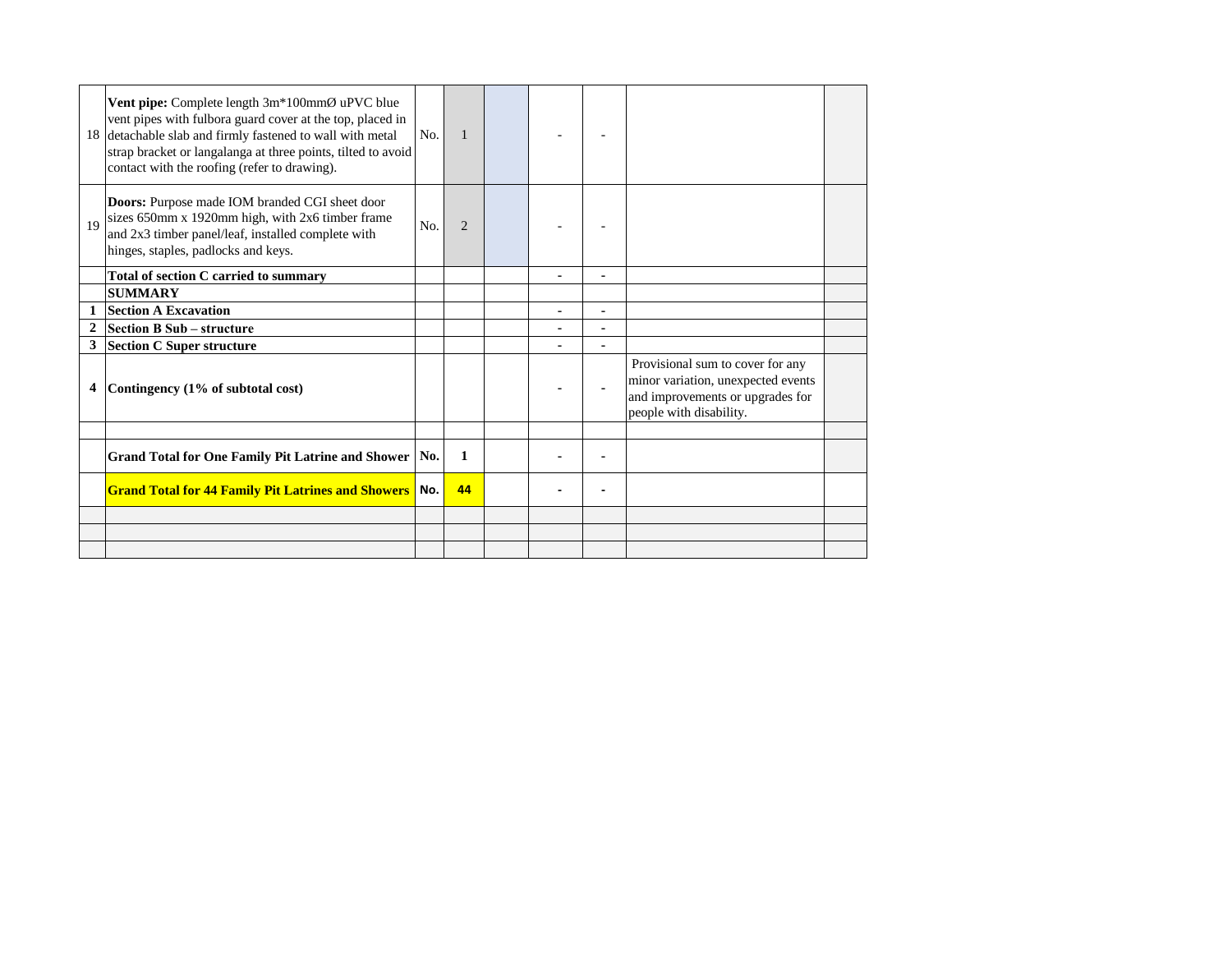| | | | | | | | | |
|---|---|---|---|---|---|---|---|---|
| 18 | **Vent pipe:** Complete length 3m*100mmØ uPVC blue vent pipes with fulbora guard cover at the top, placed in detachable slab and firmly fastened to wall with metal strap bracket or langalanga at three points, tilted to avoid contact with the roofing (refer to drawing). | No. | 1 | | - | - | | |
| 19 | **Doors:** Purpose made IOM branded CGI sheet door sizes 650mm x 1920mm high, with 2x6 timber frame and 2x3 timber panel/leaf, installed complete with hinges, staples, padlocks and keys. | No. | 2 | | - | - | | |
| | **Total of section C carried to summary** | | | | - | - | | |
| | **SUMMARY** | | | | | | | |
| **1** | **Section A Excavation** | | | | - | - | | |
| **2** | **Section B Sub – structure** | | | | - | - | | |
| **3** | **Section C Super structure** | | | | - | - | | |
| **4** | **Contingency (1% of subtotal cost)** | | | | - | - | Provisional sum to cover for any minor variation, unexpected events and improvements or upgrades for people with disability. | |
| | | | | | | | | |
| | **Grand Total for One Family Pit Latrine and Shower** | **No.** | **1** | | - | - | | |
| | **Grand Total for 44 Family Pit Latrines and Showers** | **No.** | **44** | | - | - | | |
| | | | | | | | | |
| | | | | | | | | |
| | | | | | | | | |